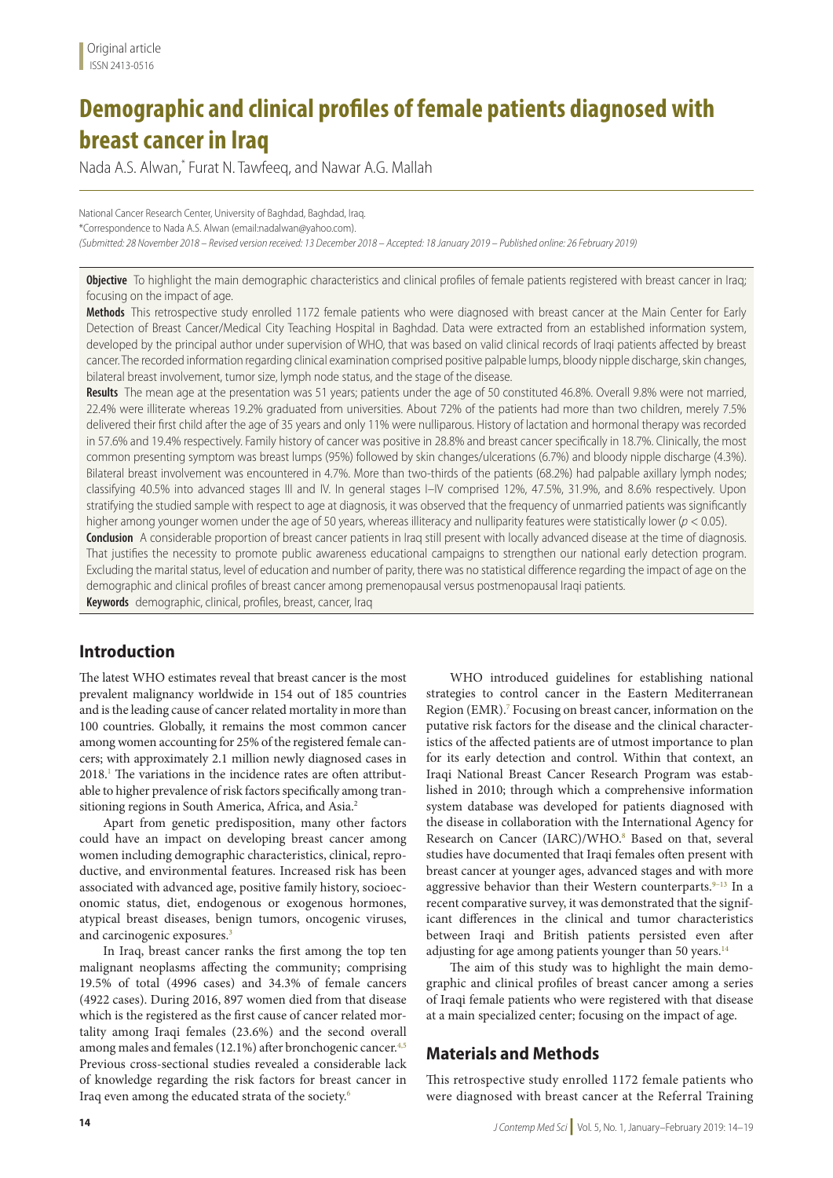Original article
ISSN 2413-0516

# Demographic and clinical profiles of female patients diagnosed with breast cancer in Iraq

Nada A.S. Alwan,* Furat N. Tawfeeq, and Nawar A.G. Mallah

National Cancer Research Center, University of Baghdad, Baghdad, Iraq.
*Correspondence to Nada A.S. Alwan (email:nadalwan@yahoo.com).
*(Submitted: 28 November 2018 – Revised version received: 13 December 2018 – Accepted: 18 January 2019 – Published online: 26 February 2019)*

**Objective** To highlight the main demographic characteristics and clinical profiles of female patients registered with breast cancer in Iraq; focusing on the impact of age.

**Methods** This retrospective study enrolled 1172 female patients who were diagnosed with breast cancer at the Main Center for Early Detection of Breast Cancer/Medical City Teaching Hospital in Baghdad. Data were extracted from an established information system, developed by the principal author under supervision of WHO, that was based on valid clinical records of Iraqi patients affected by breast cancer. The recorded information regarding clinical examination comprised positive palpable lumps, bloody nipple discharge, skin changes, bilateral breast involvement, tumor size, lymph node status, and the stage of the disease.

**Results** The mean age at the presentation was 51 years; patients under the age of 50 constituted 46.8%. Overall 9.8% were not married, 22.4% were illiterate whereas 19.2% graduated from universities. About 72% of the patients had more than two children, merely 7.5% delivered their first child after the age of 35 years and only 11% were nulliparous. History of lactation and hormonal therapy was recorded in 57.6% and 19.4% respectively. Family history of cancer was positive in 28.8% and breast cancer specifically in 18.7%. Clinically, the most common presenting symptom was breast lumps (95%) followed by skin changes/ulcerations (6.7%) and bloody nipple discharge (4.3%). Bilateral breast involvement was encountered in 4.7%. More than two-thirds of the patients (68.2%) had palpable axillary lymph nodes; classifying 40.5% into advanced stages III and IV. In general stages I–IV comprised 12%, 47.5%, 31.9%, and 8.6% respectively. Upon stratifying the studied sample with respect to age at diagnosis, it was observed that the frequency of unmarried patients was significantly higher among younger women under the age of 50 years, whereas illiteracy and nulliparity features were statistically lower ($p < 0.05$).

**Conclusion** A considerable proportion of breast cancer patients in Iraq still present with locally advanced disease at the time of diagnosis. That justifies the necessity to promote public awareness educational campaigns to strengthen our national early detection program. Excluding the marital status, level of education and number of parity, there was no statistical difference regarding the impact of age on the demographic and clinical profiles of breast cancer among premenopausal versus postmenopausal Iraqi patients.

**Keywords** demographic, clinical, profiles, breast, cancer, Iraq

## Introduction

The latest WHO estimates reveal that breast cancer is the most prevalent malignancy worldwide in 154 out of 185 countries and is the leading cause of cancer related mortality in more than 100 countries. Globally, it remains the most common cancer among women accounting for 25% of the registered female cancers; with approximately 2.1 million newly diagnosed cases in 2018.[1] The variations in the incidence rates are often attributable to higher prevalence of risk factors specifically among transitioning regions in South America, Africa, and Asia.[2]

Apart from genetic predisposition, many other factors could have an impact on developing breast cancer among women including demographic characteristics, clinical, reproductive, and environmental features. Increased risk has been associated with advanced age, positive family history, socioeconomic status, diet, endogenous or exogenous hormones, atypical breast diseases, benign tumors, oncogenic viruses, and carcinogenic exposures.[3]

In Iraq, breast cancer ranks the first among the top ten malignant neoplasms affecting the community; comprising 19.5% of total (4996 cases) and 34.3% of female cancers (4922 cases). During 2016, 897 women died from that disease which is the registered as the first cause of cancer related mortality among Iraqi females (23.6%) and the second overall among males and females (12.1%) after bronchogenic cancer.[4,5] Previous cross-sectional studies revealed a considerable lack of knowledge regarding the risk factors for breast cancer in Iraq even among the educated strata of the society.[6]

WHO introduced guidelines for establishing national strategies to control cancer in the Eastern Mediterranean Region (EMR).[7] Focusing on breast cancer, information on the putative risk factors for the disease and the clinical characteristics of the affected patients are of utmost importance to plan for its early detection and control. Within that context, an Iraqi National Breast Cancer Research Program was established in 2010; through which a comprehensive information system database was developed for patients diagnosed with the disease in collaboration with the International Agency for Research on Cancer (IARC)/WHO.[8] Based on that, several studies have documented that Iraqi females often present with breast cancer at younger ages, advanced stages and with more aggressive behavior than their Western counterparts.[9–13] In a recent comparative survey, it was demonstrated that the significant differences in the clinical and tumor characteristics between Iraqi and British patients persisted even after adjusting for age among patients younger than 50 years.[14]

The aim of this study was to highlight the main demographic and clinical profiles of breast cancer among a series of Iraqi female patients who were registered with that disease at a main specialized center; focusing on the impact of age.

## Materials and Methods

This retrospective study enrolled 1172 female patients who were diagnosed with breast cancer at the Referral Training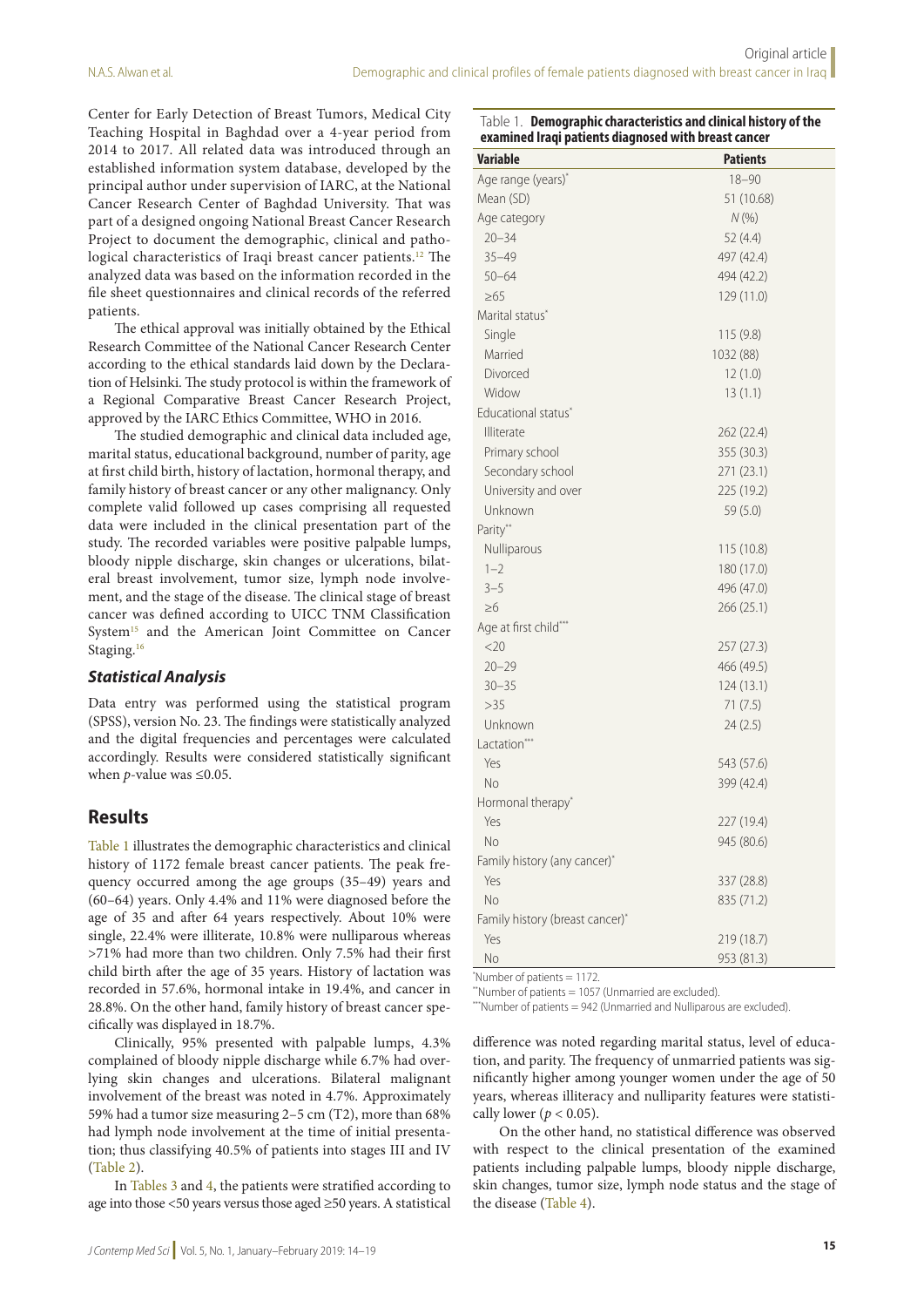Center for Early Detection of Breast Tumors, Medical City Teaching Hospital in Baghdad over a 4-year period from 2014 to 2017. All related data was introduced through an established information system database, developed by the principal author under supervision of IARC, at the National Cancer Research Center of Baghdad University. That was part of a designed ongoing National Breast Cancer Research Project to document the demographic, clinical and pathological characteristics of Iraqi breast cancer patients.[12] The analyzed data was based on the information recorded in the file sheet questionnaires and clinical records of the referred patients.

The ethical approval was initially obtained by the Ethical Research Committee of the National Cancer Research Center according to the ethical standards laid down by the Declaration of Helsinki. The study protocol is within the framework of a Regional Comparative Breast Cancer Research Project, approved by the IARC Ethics Committee, WHO in 2016.

The studied demographic and clinical data included age, marital status, educational background, number of parity, age at first child birth, history of lactation, hormonal therapy, and family history of breast cancer or any other malignancy. Only complete valid followed up cases comprising all requested data were included in the clinical presentation part of the study. The recorded variables were positive palpable lumps, bloody nipple discharge, skin changes or ulcerations, bilateral breast involvement, tumor size, lymph node involvement, and the stage of the disease. The clinical stage of breast cancer was defined according to UICC TNM Classification System[15] and the American Joint Committee on Cancer Staging.[16]

### *Statistical Analysis*

Data entry was performed using the statistical program (SPSS), version No. 23. The findings were statistically analyzed and the digital frequencies and percentages were calculated accordingly. Results were considered statistically significant when $p$-value was ≤0.05.

## Results

Table 1 illustrates the demographic characteristics and clinical history of 1172 female breast cancer patients. The peak frequency occurred among the age groups (35–49) years and (60–64) years. Only 4.4% and 11% were diagnosed before the age of 35 and after 64 years respectively. About 10% were single, 22.4% were illiterate, 10.8% were nulliparous whereas >71% had more than two children. Only 7.5% had their first child birth after the age of 35 years. History of lactation was recorded in 57.6%, hormonal intake in 19.4%, and cancer in 28.8%. On the other hand, family history of breast cancer specifically was displayed in 18.7%.

Clinically, 95% presented with palpable lumps, 4.3% complained of bloody nipple discharge while 6.7% had overlying skin changes and ulcerations. Bilateral malignant involvement of the breast was noted in 4.7%. Approximately 59% had a tumor size measuring 2–5 cm (T2), more than 68% had lymph node involvement at the time of initial presentation; thus classifying 40.5% of patients into stages III and IV (Table 2).

In Tables 3 and 4, the patients were stratified according to age into those <50 years versus those aged ≥50 years. A statistical difference was noted regarding marital status, level of education, and parity. The frequency of unmarried patients was significantly higher among younger women under the age of 50 years, whereas illiteracy and nulliparity features were statistically lower ($p < 0.05$).

On the other hand, no statistical difference was observed with respect to the clinical presentation of the examined patients including palpable lumps, bloody nipple discharge, skin changes, tumor size, lymph node status and the stage of the disease (Table 4).

Table 1. **Demographic characteristics and clinical history of the examined Iraqi patients diagnosed with breast cancer**

| Variable | Patients |
|---|---|
| Age range (years)* | 18–90 |
| Mean (SD) | 51 (10.68) |
| Age category | *N* (%) |
| 20–34 | 52 (4.4) |
| 35–49 | 497 (42.4) |
| 50–64 | 494 (42.2) |
| ≥65 | 129 (11.0) |
| Marital status* | |
| Single | 115 (9.8) |
| Married | 1032 (88) |
| Divorced | 12 (1.0) |
| Widow | 13 (1.1) |
| Educational status* | |
| Illiterate | 262 (22.4) |
| Primary school | 355 (30.3) |
| Secondary school | 271 (23.1) |
| University and over | 225 (19.2) |
| Unknown | 59 (5.0) |
| Parity** | |
| Nulliparous | 115 (10.8) |
| 1–2 | 180 (17.0) |
| 3–5 | 496 (47.0) |
| ≥6 | 266 (25.1) |
| Age at first child*** | |
| <20 | 257 (27.3) |
| 20–29 | 466 (49.5) |
| 30–35 | 124 (13.1) |
| >35 | 71 (7.5) |
| Unknown | 24 (2.5) |
| Lactation*** | |
| Yes | 543 (57.6) |
| No | 399 (42.4) |
| Hormonal therapy* | |
| Yes | 227 (19.4) |
| No | 945 (80.6) |
| Family history (any cancer)* | |
| Yes | 337 (28.8) |
| No | 835 (71.2) |
| Family history (breast cancer)* | |
| Yes | 219 (18.7) |
| No | 953 (81.3) |

*Number of patients = 1172.
**Number of patients = 1057 (Unmarried are excluded).
***Number of patients = 942 (Unmarried and Nulliparous are excluded).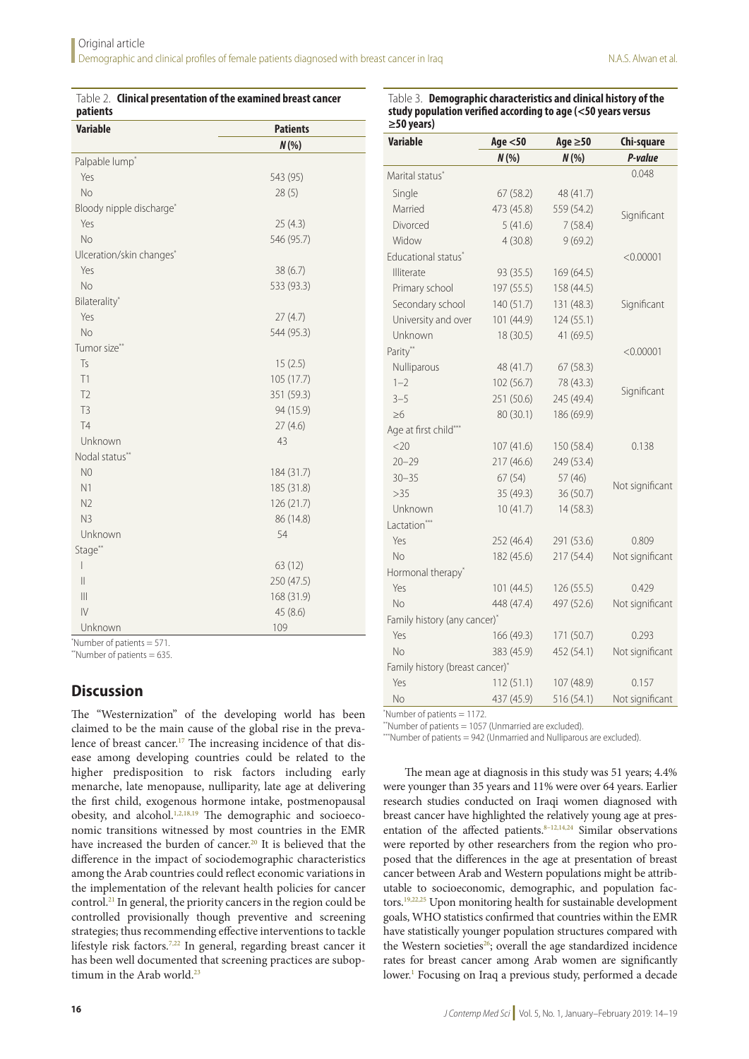Table 2. **Clinical presentation of the examined breast cancer patients**

| Variable | Patients |
|---|---|
| | *N* (%) |
| Palpable lump* | |
| Yes | 543 (95) |
| No | 28 (5) |
| Bloody nipple discharge* | |
| Yes | 25 (4.3) |
| No | 546 (95.7) |
| Ulceration/skin changes* | |
| Yes | 38 (6.7) |
| No | 533 (93.3) |
| Bilaterality* | |
| Yes | 27 (4.7) |
| No | 544 (95.3) |
| Tumor size** | |
| Ts | 15 (2.5) |
| T1 | 105 (17.7) |
| T2 | 351 (59.3) |
| T3 | 94 (15.9) |
| T4 | 27 (4.6) |
| Unknown | 43 |
| Nodal status** | |
| N0 | 184 (31.7) |
| N1 | 185 (31.8) |
| N2 | 126 (21.7) |
| N3 | 86 (14.8) |
| Unknown | 54 |
| Stage** | |
| I | 63 (12) |
| II | 250 (47.5) |
| III | 168 (31.9) |
| IV | 45 (8.6) |
| Unknown | 109 |

*Number of patients = 571.
**Number of patients = 635.

## Discussion

The "Westernization" of the developing world has been claimed to be the main cause of the global rise in the prevalence of breast cancer.[17] The increasing incidence of that disease among developing countries could be related to the higher predisposition to risk factors including early menarche, late menopause, nulliparity, late age at delivering the first child, exogenous hormone intake, postmenopausal obesity, and alcohol.[1,2,18,19] The demographic and socioeconomic transitions witnessed by most countries in the EMR have increased the burden of cancer.[20] It is believed that the difference in the impact of sociodemographic characteristics among the Arab countries could reflect economic variations in the implementation of the relevant health policies for cancer control.[21] In general, the priority cancers in the region could be controlled provisionally though preventive and screening strategies; thus recommending effective interventions to tackle lifestyle risk factors.[7,22] In general, regarding breast cancer it has been well documented that screening practices are suboptimum in the Arab world.[23]

Table 3. **Demographic characteristics and clinical history of the study population verified according to age (<50 years versus ≥50 years)**

| Variable | Age <50 | Age ≥50 | Chi-square |
|---|---|---|---|
| | *N* (%) | *N* (%) | *P-value* |
| Marital status* | | | 0.048 |
| Single | 67 (58.2) | 48 (41.7) | |
| Married | 473 (45.8) | 559 (54.2) | Significant |
| Divorced | 5 (41.6) | 7 (58.4) | |
| Widow | 4 (30.8) | 9 (69.2) | |
| Educational status* | | | <0.00001 |
| Illiterate | 93 (35.5) | 169 (64.5) | |
| Primary school | 197 (55.5) | 158 (44.5) | |
| Secondary school | 140 (51.7) | 131 (48.3) | Significant |
| University and over | 101 (44.9) | 124 (55.1) | |
| Unknown | 18 (30.5) | 41 (69.5) | |
| Parity** | | | <0.00001 |
| Nulliparous | 48 (41.7) | 67 (58.3) | |
| 1–2 | 102 (56.7) | 78 (43.3) | Significant |
| 3–5 | 251 (50.6) | 245 (49.4) | |
| ≥6 | 80 (30.1) | 186 (69.9) | |
| Age at first child*** | | | |
| <20 | 107 (41.6) | 150 (58.4) | 0.138 |
| 20–29 | 217 (46.6) | 249 (53.4) | |
| 30–35 | 67 (54) | 57 (46) | Not significant |
| >35 | 35 (49.3) | 36 (50.7) | |
| Unknown | 10 (41.7) | 14 (58.3) | |
| Lactation*** | | | |
| Yes | 252 (46.4) | 291 (53.6) | 0.809 |
| No | 182 (45.6) | 217 (54.4) | Not significant |
| Hormonal therapy* | | | |
| Yes | 101 (44.5) | 126 (55.5) | 0.429 |
| No | 448 (47.4) | 497 (52.6) | Not significant |
| Family history (any cancer)* | | | |
| Yes | 166 (49.3) | 171 (50.7) | 0.293 |
| No | 383 (45.9) | 452 (54.1) | Not significant |
| Family history (breast cancer)* | | | |
| Yes | 112 (51.1) | 107 (48.9) | 0.157 |
| No | 437 (45.9) | 516 (54.1) | Not significant |

*Number of patients = 1172.
**Number of patients = 1057 (Unmarried are excluded).
***Number of patients = 942 (Unmarried and Nulliparous are excluded).

The mean age at diagnosis in this study was 51 years; 4.4% were younger than 35 years and 11% were over 64 years. Earlier research studies conducted on Iraqi women diagnosed with breast cancer have highlighted the relatively young age at presentation of the affected patients.[8–12,14,24] Similar observations were reported by other researchers from the region who proposed that the differences in the age at presentation of breast cancer between Arab and Western populations might be attributable to socioeconomic, demographic, and population factors.[19,22,25] Upon monitoring health for sustainable development goals, WHO statistics confirmed that countries within the EMR have statistically younger population structures compared with the Western societies[26]; overall the age standardized incidence rates for breast cancer among Arab women are significantly lower.[1] Focusing on Iraq a previous study, performed a decade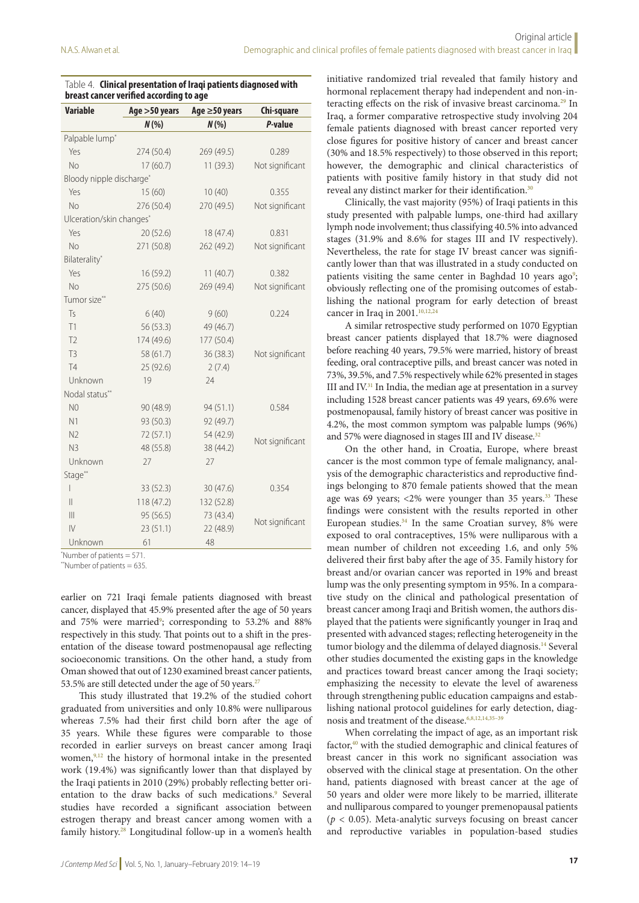Table 4. **Clinical presentation of Iraqi patients diagnosed with breast cancer verified according to age**

| Variable | Age >50 years | Age ≥50 years | Chi-square |
|---|---|---|---|
| | *N* (%) | *N* (%) | *P*-value |
| Palpable lump* | | | |
| Yes | 274 (50.4) | 269 (49.5) | 0.289 |
| No | 17 (60.7) | 11 (39.3) | Not significant |
| Bloody nipple discharge* | | | |
| Yes | 15 (60) | 10 (40) | 0.355 |
| No | 276 (50.4) | 270 (49.5) | Not significant |
| Ulceration/skin changes* | | | |
| Yes | 20 (52.6) | 18 (47.4) | 0.831 |
| No | 271 (50.8) | 262 (49.2) | Not significant |
| Bilaterality* | | | |
| Yes | 16 (59.2) | 11 (40.7) | 0.382 |
| No | 275 (50.6) | 269 (49.4) | Not significant |
| Tumor size** | | | |
| Ts | 6 (40) | 9 (60) | 0.224 |
| T1 | 56 (53.3) | 49 (46.7) | |
| T2 | 174 (49.6) | 177 (50.4) | |
| T3 | 58 (61.7) | 36 (38.3) | Not significant |
| T4 | 25 (92.6) | 2 (7.4) | |
| Unknown | 19 | 24 | |
| Nodal status** | | | |
| N0 | 90 (48.9) | 94 (51.1) | 0.584 |
| N1 | 93 (50.3) | 92 (49.7) | |
| N2 | 72 (57.1) | 54 (42.9) | Not significant |
| N3 | 48 (55.8) | 38 (44.2) | |
| Unknown | 27 | 27 | |
| Stage** | | | |
| I | 33 (52.3) | 30 (47.6) | 0.354 |
| II | 118 (47.2) | 132 (52.8) | |
| III | 95 (56.5) | 73 (43.4) | Not significant |
| IV | 23 (51.1) | 22 (48.9) | |
| Unknown | 61 | 48 | |

*Number of patients = 571.
**Number of patients = 635.

earlier on 721 Iraqi female patients diagnosed with breast cancer, displayed that 45.9% presented after the age of 50 years and 75% were married[9]; corresponding to 53.2% and 88% respectively in this study. That points out to a shift in the presentation of the disease toward postmenopausal age reflecting socioeconomic transitions. On the other hand, a study from Oman showed that out of 1230 examined breast cancer patients, 53.5% are still detected under the age of 50 years.[27]

This study illustrated that 19.2% of the studied cohort graduated from universities and only 10.8% were nulliparous whereas 7.5% had their first child born after the age of 35 years. While these figures were comparable to those recorded in earlier surveys on breast cancer among Iraqi women,[9,12] the history of hormonal intake in the presented work (19.4%) was significantly lower than that displayed by the Iraqi patients in 2010 (29%) probably reflecting better orientation to the draw backs of such medications.[9] Several studies have recorded a significant association between estrogen therapy and breast cancer among women with a family history.[28] Longitudinal follow-up in a women's health initiative randomized trial revealed that family history and hormonal replacement therapy had independent and non-interacting effects on the risk of invasive breast carcinoma.[29] In Iraq, a former comparative retrospective study involving 204 female patients diagnosed with breast cancer reported very close figures for positive history of cancer and breast cancer (30% and 18.5% respectively) to those observed in this report; however, the demographic and clinical characteristics of patients with positive family history in that study did not reveal any distinct marker for their identification.[30]

Clinically, the vast majority (95%) of Iraqi patients in this study presented with palpable lumps, one-third had axillary lymph node involvement; thus classifying 40.5% into advanced stages (31.9% and 8.6% for stages III and IV respectively). Nevertheless, the rate for stage IV breast cancer was significantly lower than that was illustrated in a study conducted on patients visiting the same center in Baghdad 10 years ago[9]; obviously reflecting one of the promising outcomes of establishing the national program for early detection of breast cancer in Iraq in 2001.[10,12,24]

A similar retrospective study performed on 1070 Egyptian breast cancer patients displayed that 18.7% were diagnosed before reaching 40 years, 79.5% were married, history of breast feeding, oral contraceptive pills, and breast cancer was noted in 73%, 39.5%, and 7.5% respectively while 62% presented in stages III and IV.[31] In India, the median age at presentation in a survey including 1528 breast cancer patients was 49 years, 69.6% were postmenopausal, family history of breast cancer was positive in 4.2%, the most common symptom was palpable lumps (96%) and 57% were diagnosed in stages III and IV disease.[32]

On the other hand, in Croatia, Europe, where breast cancer is the most common type of female malignancy, analysis of the demographic characteristics and reproductive findings belonging to 870 female patients showed that the mean age was 69 years; <2% were younger than 35 years.[33] These findings were consistent with the results reported in other European studies.[34] In the same Croatian survey, 8% were exposed to oral contraceptives, 15% were nulliparous with a mean number of children not exceeding 1.6, and only 5% delivered their first baby after the age of 35. Family history for breast and/or ovarian cancer was reported in 19% and breast lump was the only presenting symptom in 95%. In a comparative study on the clinical and pathological presentation of breast cancer among Iraqi and British women, the authors displayed that the patients were significantly younger in Iraq and presented with advanced stages; reflecting heterogeneity in the tumor biology and the dilemma of delayed diagnosis.[14] Several other studies documented the existing gaps in the knowledge and practices toward breast cancer among the Iraqi society; emphasizing the necessity to elevate the level of awareness through strengthening public education campaigns and establishing national protocol guidelines for early detection, diagnosis and treatment of the disease.[6,8,12,14,35–39]

When correlating the impact of age, as an important risk factor,[40] with the studied demographic and clinical features of breast cancer in this work no significant association was observed with the clinical stage at presentation. On the other hand, patients diagnosed with breast cancer at the age of 50 years and older were more likely to be married, illiterate and nulliparous compared to younger premenopausal patients ($p < 0.05$). Meta-analytic surveys focusing on breast cancer and reproductive variables in population-based studies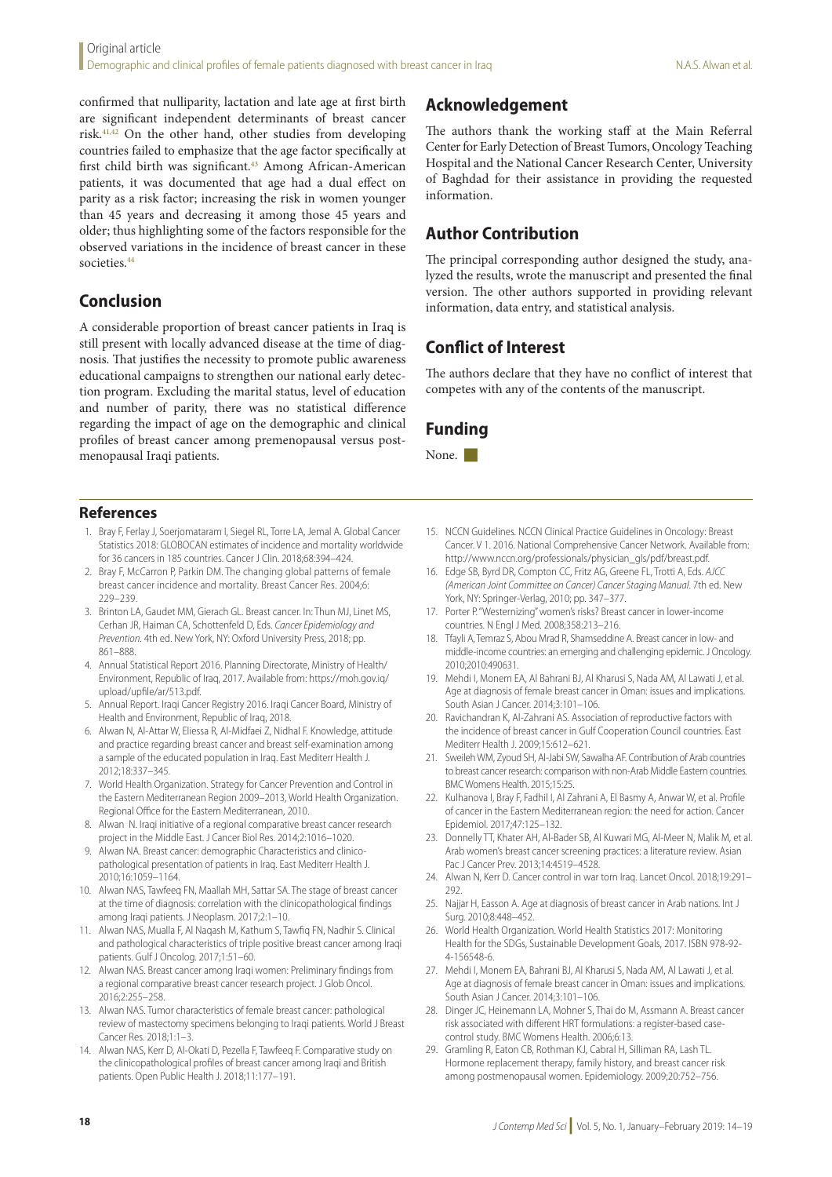confirmed that nulliparity, lactation and late age at first birth are significant independent determinants of breast cancer risk.[41,42] On the other hand, other studies from developing countries failed to emphasize that the age factor specifically at first child birth was significant.[43] Among African-American patients, it was documented that age had a dual effect on parity as a risk factor; increasing the risk in women younger than 45 years and decreasing it among those 45 years and older; thus highlighting some of the factors responsible for the observed variations in the incidence of breast cancer in these societies.[44]

## Conclusion

A considerable proportion of breast cancer patients in Iraq is still present with locally advanced disease at the time of diagnosis. That justifies the necessity to promote public awareness educational campaigns to strengthen our national early detection program. Excluding the marital status, level of education and number of parity, there was no statistical difference regarding the impact of age on the demographic and clinical profiles of breast cancer among premenopausal versus postmenopausal Iraqi patients.

## Acknowledgement

The authors thank the working staff at the Main Referral Center for Early Detection of Breast Tumors, Oncology Teaching Hospital and the National Cancer Research Center, University of Baghdad for their assistance in providing the requested information.

## Author Contribution

The principal corresponding author designed the study, analyzed the results, wrote the manuscript and presented the final version. The other authors supported in providing relevant information, data entry, and statistical analysis.

## Conflict of Interest

The authors declare that they have no conflict of interest that competes with any of the contents of the manuscript.

## Funding

None.

## References

1. Bray F, Ferlay J, Soerjomataram I, Siegel RL, Torre LA, Jemal A. Global Cancer Statistics 2018: GLOBOCAN estimates of incidence and mortality worldwide for 36 cancers in 185 countries. Cancer J Clin. 2018;68:394–424.
2. Bray F, McCarron P, Parkin DM. The changing global patterns of female breast cancer incidence and mortality. Breast Cancer Res. 2004;6: 229–239.
3. Brinton LA, Gaudet MM, Gierach GL. Breast cancer. In: Thun MJ, Linet MS, Cerhan JR, Haiman CA, Schottenfeld D, Eds. *Cancer Epidemiology and Prevention*. 4th ed. New York, NY: Oxford University Press, 2018; pp. 861–888.
4. Annual Statistical Report 2016. Planning Directorate, Ministry of Health/Environment, Republic of Iraq, 2017. Available from: https://moh.gov.iq/upload/upfile/ar/513.pdf.
5. Annual Report. Iraqi Cancer Registry 2016. Iraqi Cancer Board, Ministry of Health and Environment, Republic of Iraq, 2018.
6. Alwan N, Al-Attar W, Eliessa R, Al-Midfaei Z, Nidhal F. Knowledge, attitude and practice regarding breast cancer and breast self-examination among a sample of the educated population in Iraq. East Mediterr Health J. 2012;18:337–345.
7. World Health Organization. Strategy for Cancer Prevention and Control in the Eastern Mediterranean Region 2009–2013, World Health Organization. Regional Office for the Eastern Mediterranean, 2010.
8. Alwan N. Iraqi initiative of a regional comparative breast cancer research project in the Middle East. J Cancer Biol Res. 2014;2:1016–1020.
9. Alwan NA. Breast cancer: demographic Characteristics and clinico-pathological presentation of patients in Iraq. East Mediterr Health J. 2010;16:1059–1164.
10. Alwan NAS, Tawfeeq FN, Maallah MH, Sattar SA. The stage of breast cancer at the time of diagnosis: correlation with the clinicopathological findings among Iraqi patients. J Neoplasm. 2017;2:1–10.
11. Alwan NAS, Mualla F, Al Naqash M, Kathum S, Tawfiq FN, Nadhir S. Clinical and pathological characteristics of triple positive breast cancer among Iraqi patients. Gulf J Oncolog. 2017;1:51–60.
12. Alwan NAS. Breast cancer among Iraqi women: Preliminary findings from a regional comparative breast cancer research project. J Glob Oncol. 2016;2:255–258.
13. Alwan NAS. Tumor characteristics of female breast cancer: pathological review of mastectomy specimens belonging to Iraqi patients. World J Breast Cancer Res. 2018;1:1–3.
14. Alwan NAS, Kerr D, Al-Okati D, Pezella F, Tawfeeq F. Comparative study on the clinicopathological profiles of breast cancer among Iraqi and British patients. Open Public Health J. 2018;11:177–191.
15. NCCN Guidelines. NCCN Clinical Practice Guidelines in Oncology: Breast Cancer. V 1. 2016. National Comprehensive Cancer Network. Available from: http://www.nccn.org/professionals/physician_gls/pdf/breast.pdf.
16. Edge SB, Byrd DR, Compton CC, Fritz AG, Greene FL, Trotti A, Eds. *AJCC (American Joint Committee on Cancer) Cancer Staging Manual*. 7th ed. New York, NY: Springer-Verlag, 2010; pp. 347–377.
17. Porter P. "Westernizing" women's risks? Breast cancer in lower-income countries. N Engl J Med. 2008;358:213–216.
18. Tfayli A, Temraz S, Abou Mrad R, Shamseddine A. Breast cancer in low- and middle-income countries: an emerging and challenging epidemic. J Oncology. 2010;2010:490631.
19. Mehdi I, Monem EA, Al Bahrani BJ, Al Kharusi S, Nada AM, Al Lawati J, et al. Age at diagnosis of female breast cancer in Oman: issues and implications. South Asian J Cancer. 2014;3:101–106.
20. Ravichandran K, Al-Zahrani AS. Association of reproductive factors with the incidence of breast cancer in Gulf Cooperation Council countries. East Mediterr Health J. 2009;15:612–621.
21. Sweileh WM, Zyoud SH, Al-Jabi SW, Sawalha AF. Contribution of Arab countries to breast cancer research: comparison with non-Arab Middle Eastern countries. BMC Womens Health. 2015;15:25.
22. Kulhanova I, Bray F, Fadhil I, Al Zahrani A, El Basmy A, Anwar W, et al. Profile of cancer in the Eastern Mediterranean region: the need for action. Cancer Epidemiol. 2017;47:125–132.
23. Donnelly TT, Khater AH, Al-Bader SB, Al Kuwari MG, Al-Meer N, Malik M, et al. Arab women's breast cancer screening practices: a literature review. Asian Pac J Cancer Prev. 2013;14:4519–4528.
24. Alwan N, Kerr D. Cancer control in war torn Iraq. Lancet Oncol. 2018;19:291–292.
25. Najjar H, Easson A. Age at diagnosis of breast cancer in Arab nations. Int J Surg. 2010;8:448–452.
26. World Health Organization. World Health Statistics 2017: Monitoring Health for the SDGs, Sustainable Development Goals, 2017. ISBN 978-92-4-156548-6.
27. Mehdi I, Monem EA, Bahrani BJ, Al Kharusi S, Nada AM, Al Lawati J, et al. Age at diagnosis of female breast cancer in Oman: issues and implications. South Asian J Cancer. 2014;3:101–106.
28. Dinger JC, Heinemann LA, Mohner S, Thai do M, Assmann A. Breast cancer risk associated with different HRT formulations: a register-based case-control study. BMC Womens Health. 2006;6:13.
29. Gramling R, Eaton CB, Rothman KJ, Cabral H, Silliman RA, Lash TL. Hormone replacement therapy, family history, and breast cancer risk among postmenopausal women. Epidemiology. 2009;20:752–756.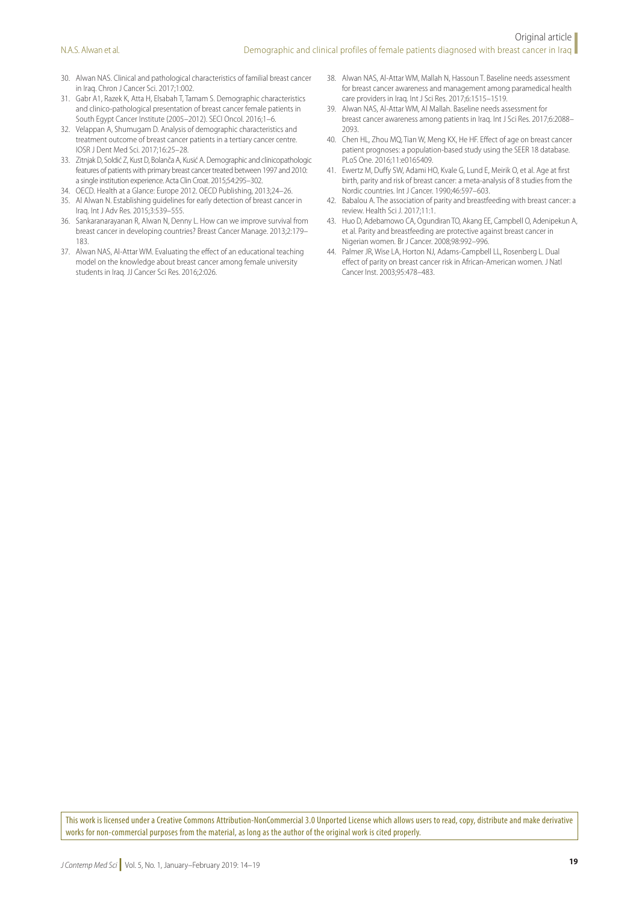30. Alwan NAS. Clinical and pathological characteristics of familial breast cancer in Iraq. Chron J Cancer Sci. 2017;1:002.
31. Gabr A1, Razek K, Atta H, Elsabah T, Tamam S. Demographic characteristics and clinico-pathological presentation of breast cancer female patients in South Egypt Cancer Institute (2005–2012). SECI Oncol. 2016;1–6.
32. Velappan A, Shumugam D. Analysis of demographic characteristics and treatment outcome of breast cancer patients in a tertiary cancer centre. IOSR J Dent Med Sci. 2017;16:25–28.
33. Zitnjak D, Soldić Z, Kust D, Bolanča A, Kusić A. Demographic and clinicopathologic features of patients with primary breast cancer treated between 1997 and 2010: a single institution experience. Acta Clin Croat. 2015;54:295–302.
34. OECD. Health at a Glance: Europe 2012. OECD Publishing, 2013;24–26.
35. Al Alwan N. Establishing guidelines for early detection of breast cancer in Iraq. Int J Adv Res. 2015;3:539–555.
36. Sankaranarayanan R, Alwan N, Denny L. How can we improve survival from breast cancer in developing countries? Breast Cancer Manage. 2013;2:179–183.
37. Alwan NAS, Al-Attar WM. Evaluating the effect of an educational teaching model on the knowledge about breast cancer among female university students in Iraq. JJ Cancer Sci Res. 2016;2:026.
38. Alwan NAS, Al-Attar WM, Mallah N, Hassoun T. Baseline needs assessment for breast cancer awareness and management among paramedical health care providers in Iraq. Int J Sci Res. 2017;6:1515–1519.
39. Alwan NAS, Al-Attar WM, Al Mallah. Baseline needs assessment for breast cancer awareness among patients in Iraq. Int J Sci Res. 2017;6:2088–2093.
40. Chen HL, Zhou MQ, Tian W, Meng KX, He HF. Effect of age on breast cancer patient prognoses: a population-based study using the SEER 18 database. PLoS One. 2016;11:e0165409.
41. Ewertz M, Duffy SW, Adami HO, Kvale G, Lund E, Meirik O, et al. Age at first birth, parity and risk of breast cancer: a meta-analysis of 8 studies from the Nordic countries. Int J Cancer. 1990;46:597–603.
42. Babalou A. The association of parity and breastfeeding with breast cancer: a review. Health Sci J. 2017;11:1.
43. Huo D, Adebamowo CA, Ogundiran TO, Akang EE, Campbell O, Adenipekun A, et al. Parity and breastfeeding are protective against breast cancer in Nigerian women. Br J Cancer. 2008;98:992–996.
44. Palmer JR, Wise LA, Horton NJ, Adams-Campbell LL, Rosenberg L. Dual effect of parity on breast cancer risk in African-American women. J Natl Cancer Inst. 2003;95:478–483.

This work is licensed under a Creative Commons Attribution-NonCommercial 3.0 Unported License which allows users to read, copy, distribute and make derivative works for non-commercial purposes from the material, as long as the author of the original work is cited properly.